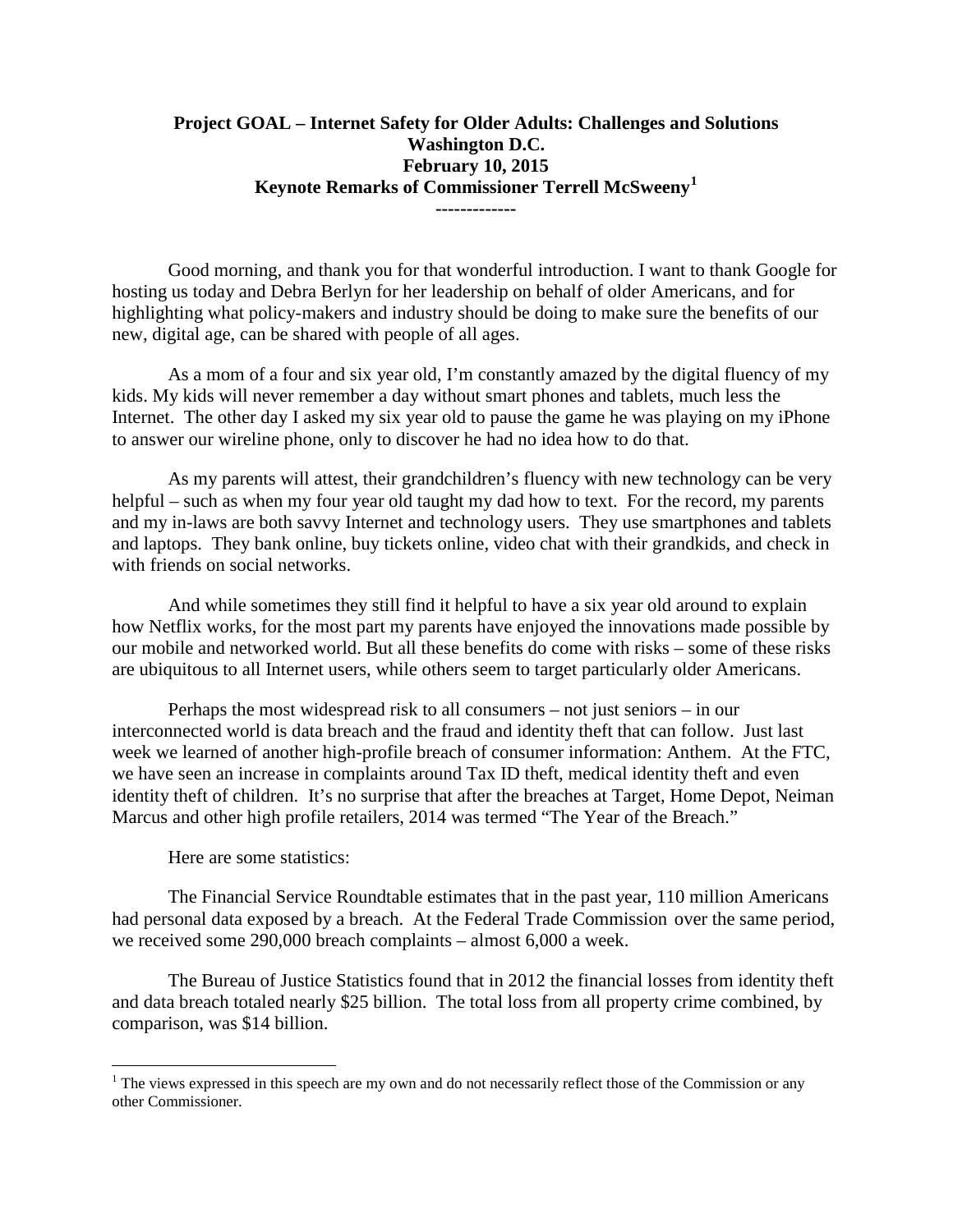**Project GOAL – Internet Safety for Older Adults: Challenges and Solutions**
**Washington D.C.**
**February 10, 2015**
**Keynote Remarks of Commissioner Terrell McSweeny[1]**

**-------------**

Good morning, and thank you for that wonderful introduction. I want to thank Google for hosting us today and Debra Berlyn for her leadership on behalf of older Americans, and for highlighting what policy-makers and industry should be doing to make sure the benefits of our new, digital age, can be shared with people of all ages.

As a mom of a four and six year old, I'm constantly amazed by the digital fluency of my kids. My kids will never remember a day without smart phones and tablets, much less the Internet. The other day I asked my six year old to pause the game he was playing on my iPhone to answer our wireline phone, only to discover he had no idea how to do that.

As my parents will attest, their grandchildren's fluency with new technology can be very helpful – such as when my four year old taught my dad how to text. For the record, my parents and my in-laws are both savvy Internet and technology users. They use smartphones and tablets and laptops. They bank online, buy tickets online, video chat with their grandkids, and check in with friends on social networks.

And while sometimes they still find it helpful to have a six year old around to explain how Netflix works, for the most part my parents have enjoyed the innovations made possible by our mobile and networked world. But all these benefits do come with risks – some of these risks are ubiquitous to all Internet users, while others seem to target particularly older Americans.

Perhaps the most widespread risk to all consumers – not just seniors – in our interconnected world is data breach and the fraud and identity theft that can follow. Just last week we learned of another high-profile breach of consumer information: Anthem. At the FTC, we have seen an increase in complaints around Tax ID theft, medical identity theft and even identity theft of children. It's no surprise that after the breaches at Target, Home Depot, Neiman Marcus and other high profile retailers, 2014 was termed "The Year of the Breach."

Here are some statistics:

The Financial Service Roundtable estimates that in the past year, 110 million Americans had personal data exposed by a breach. At the Federal Trade Commission over the same period, we received some 290,000 breach complaints – almost 6,000 a week.

The Bureau of Justice Statistics found that in 2012 the financial losses from identity theft and data breach totaled nearly $25 billion. The total loss from all property crime combined, by comparison, was $14 billion.

---

[1] The views expressed in this speech are my own and do not necessarily reflect those of the Commission or any other Commissioner.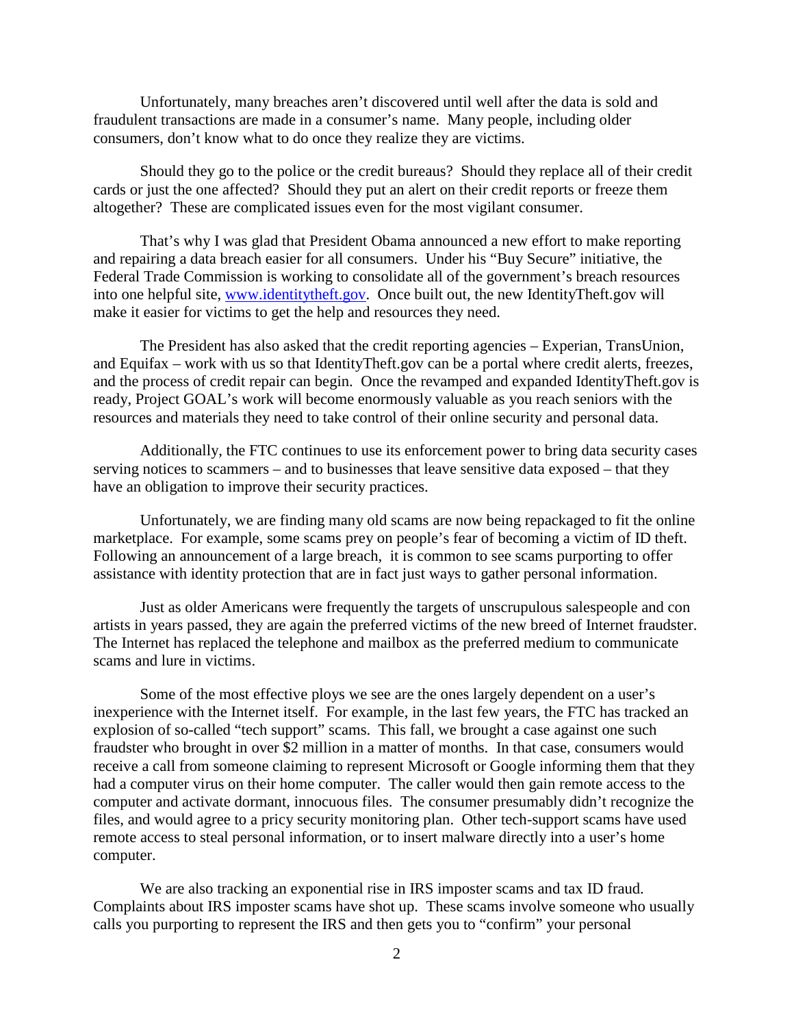Unfortunately, many breaches aren't discovered until well after the data is sold and fraudulent transactions are made in a consumer's name. Many people, including older consumers, don't know what to do once they realize they are victims.

Should they go to the police or the credit bureaus? Should they replace all of their credit cards or just the one affected? Should they put an alert on their credit reports or freeze them altogether? These are complicated issues even for the most vigilant consumer.

That's why I was glad that President Obama announced a new effort to make reporting and repairing a data breach easier for all consumers. Under his "Buy Secure" initiative, the Federal Trade Commission is working to consolidate all of the government's breach resources into one helpful site, [www.identitytheft.gov](www.identitytheft.gov). Once built out, the new IdentityTheft.gov will make it easier for victims to get the help and resources they need.

The President has also asked that the credit reporting agencies – Experian, TransUnion, and Equifax – work with us so that IdentityTheft.gov can be a portal where credit alerts, freezes, and the process of credit repair can begin. Once the revamped and expanded IdentityTheft.gov is ready, Project GOAL's work will become enormously valuable as you reach seniors with the resources and materials they need to take control of their online security and personal data.

Additionally, the FTC continues to use its enforcement power to bring data security cases serving notices to scammers – and to businesses that leave sensitive data exposed – that they have an obligation to improve their security practices.

Unfortunately, we are finding many old scams are now being repackaged to fit the online marketplace. For example, some scams prey on people's fear of becoming a victim of ID theft. Following an announcement of a large breach, it is common to see scams purporting to offer assistance with identity protection that are in fact just ways to gather personal information.

Just as older Americans were frequently the targets of unscrupulous salespeople and con artists in years passed, they are again the preferred victims of the new breed of Internet fraudster. The Internet has replaced the telephone and mailbox as the preferred medium to communicate scams and lure in victims.

Some of the most effective ploys we see are the ones largely dependent on a user's inexperience with the Internet itself. For example, in the last few years, the FTC has tracked an explosion of so-called "tech support" scams. This fall, we brought a case against one such fraudster who brought in over $2 million in a matter of months. In that case, consumers would receive a call from someone claiming to represent Microsoft or Google informing them that they had a computer virus on their home computer. The caller would then gain remote access to the computer and activate dormant, innocuous files. The consumer presumably didn't recognize the files, and would agree to a pricy security monitoring plan. Other tech-support scams have used remote access to steal personal information, or to insert malware directly into a user's home computer.

We are also tracking an exponential rise in IRS imposter scams and tax ID fraud. Complaints about IRS imposter scams have shot up. These scams involve someone who usually calls you purporting to represent the IRS and then gets you to "confirm" your personal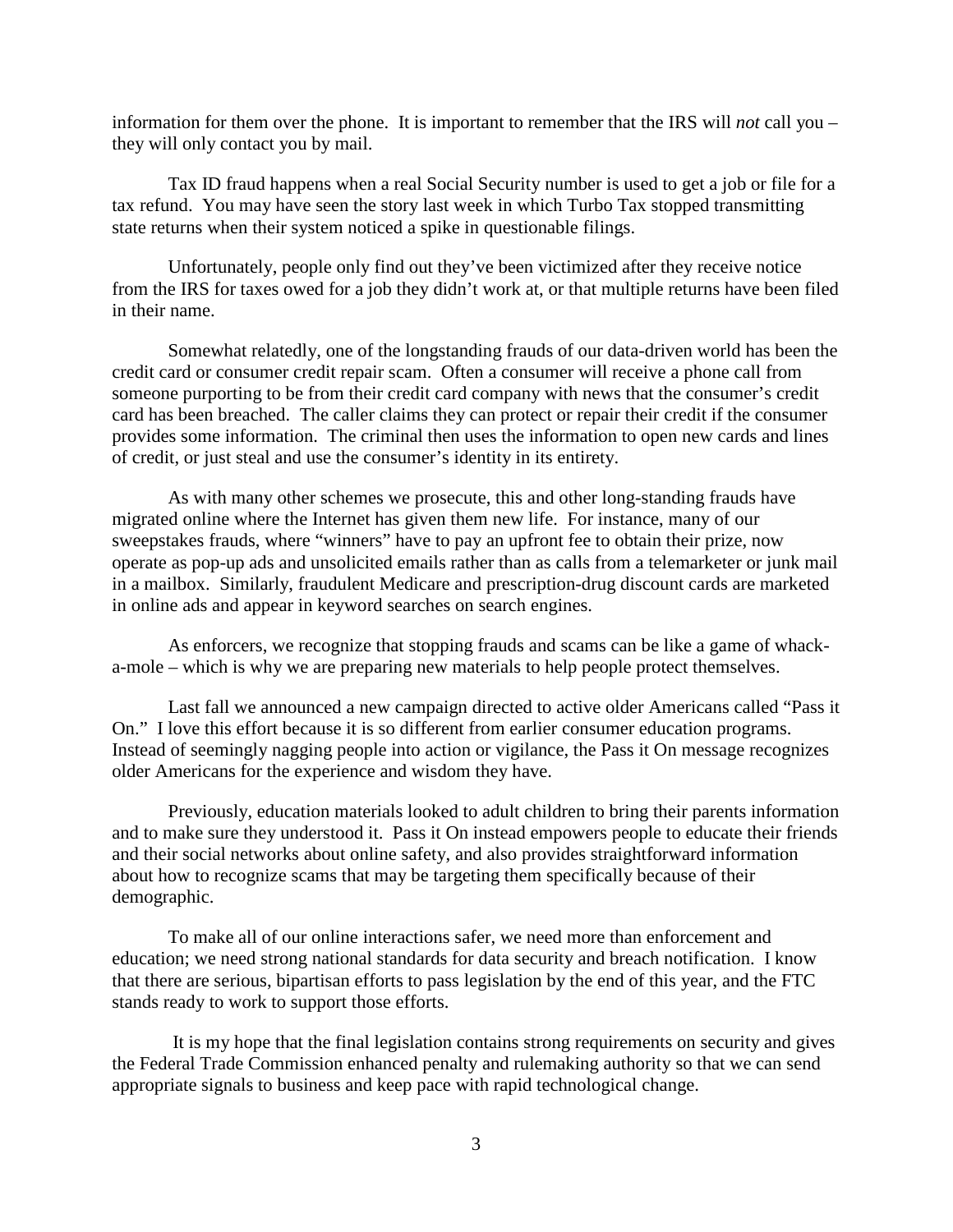information for them over the phone. It is important to remember that the IRS will *not* call you – they will only contact you by mail.

Tax ID fraud happens when a real Social Security number is used to get a job or file for a tax refund. You may have seen the story last week in which Turbo Tax stopped transmitting state returns when their system noticed a spike in questionable filings.

Unfortunately, people only find out they've been victimized after they receive notice from the IRS for taxes owed for a job they didn't work at, or that multiple returns have been filed in their name.

Somewhat relatedly, one of the longstanding frauds of our data-driven world has been the credit card or consumer credit repair scam. Often a consumer will receive a phone call from someone purporting to be from their credit card company with news that the consumer's credit card has been breached. The caller claims they can protect or repair their credit if the consumer provides some information. The criminal then uses the information to open new cards and lines of credit, or just steal and use the consumer's identity in its entirety.

As with many other schemes we prosecute, this and other long-standing frauds have migrated online where the Internet has given them new life. For instance, many of our sweepstakes frauds, where "winners" have to pay an upfront fee to obtain their prize, now operate as pop-up ads and unsolicited emails rather than as calls from a telemarketer or junk mail in a mailbox. Similarly, fraudulent Medicare and prescription-drug discount cards are marketed in online ads and appear in keyword searches on search engines.

As enforcers, we recognize that stopping frauds and scams can be like a game of whack-a-mole – which is why we are preparing new materials to help people protect themselves.

Last fall we announced a new campaign directed to active older Americans called "Pass it On." I love this effort because it is so different from earlier consumer education programs. Instead of seemingly nagging people into action or vigilance, the Pass it On message recognizes older Americans for the experience and wisdom they have.

Previously, education materials looked to adult children to bring their parents information and to make sure they understood it. Pass it On instead empowers people to educate their friends and their social networks about online safety, and also provides straightforward information about how to recognize scams that may be targeting them specifically because of their demographic.

To make all of our online interactions safer, we need more than enforcement and education; we need strong national standards for data security and breach notification. I know that there are serious, bipartisan efforts to pass legislation by the end of this year, and the FTC stands ready to work to support those efforts.

It is my hope that the final legislation contains strong requirements on security and gives the Federal Trade Commission enhanced penalty and rulemaking authority so that we can send appropriate signals to business and keep pace with rapid technological change.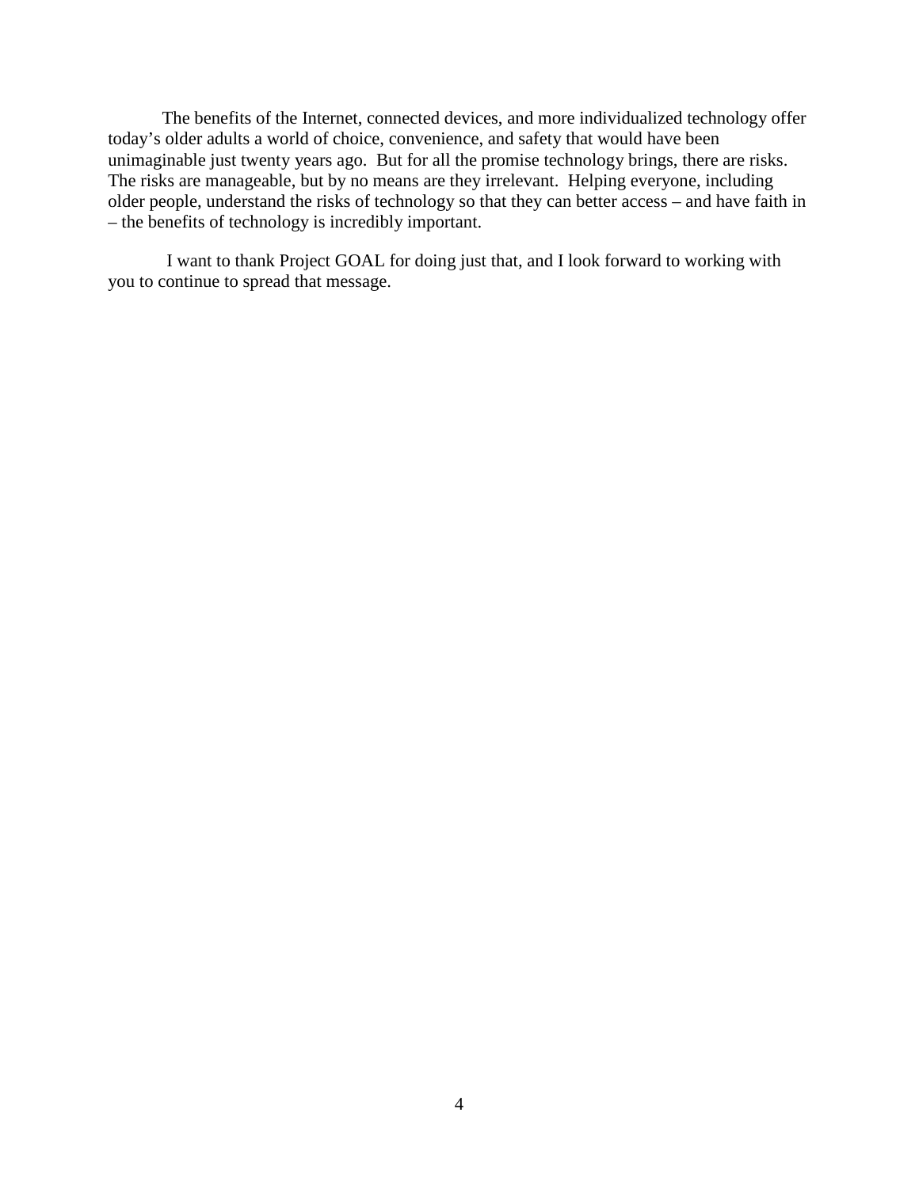The benefits of the Internet, connected devices, and more individualized technology offer today's older adults a world of choice, convenience, and safety that would have been unimaginable just twenty years ago. But for all the promise technology brings, there are risks. The risks are manageable, but by no means are they irrelevant. Helping everyone, including older people, understand the risks of technology so that they can better access – and have faith in – the benefits of technology is incredibly important.

I want to thank Project GOAL for doing just that, and I look forward to working with you to continue to spread that message.